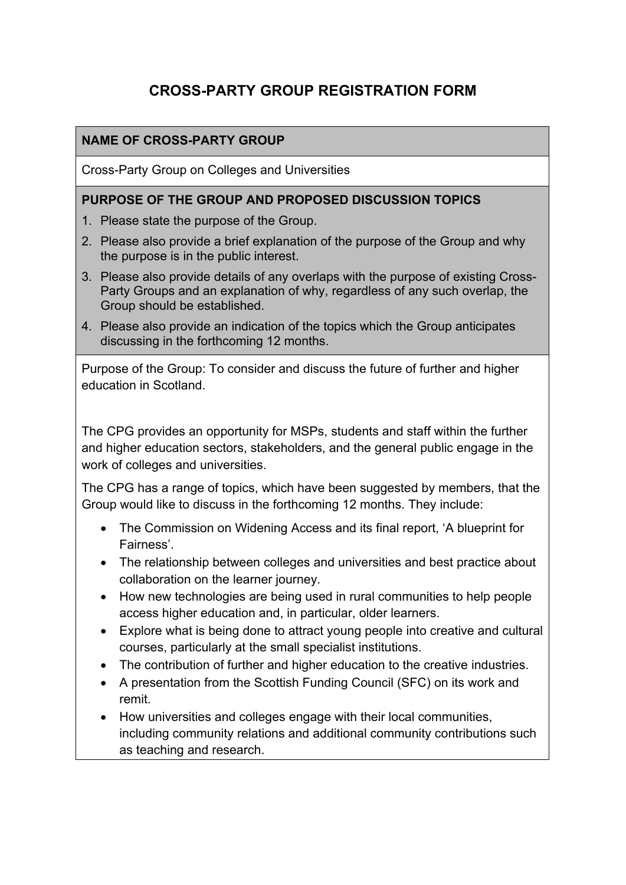# CROSS-PARTY GROUP REGISTRATION FORM

**NAME OF CROSS-PARTY GROUP**

Cross-Party Group on Colleges and Universities

**PURPOSE OF THE GROUP AND PROPOSED DISCUSSION TOPICS**

1. Please state the purpose of the Group.
2. Please also provide a brief explanation of the purpose of the Group and why the purpose is in the public interest.
3. Please also provide details of any overlaps with the purpose of existing Cross-Party Groups and an explanation of why, regardless of any such overlap, the Group should be established.
4. Please also provide an indication of the topics which the Group anticipates discussing in the forthcoming 12 months.

Purpose of the Group: To consider and discuss the future of further and higher education in Scotland.

The CPG provides an opportunity for MSPs, students and staff within the further and higher education sectors, stakeholders, and the general public engage in the work of colleges and universities.

The CPG has a range of topics, which have been suggested by members, that the Group would like to discuss in the forthcoming 12 months. They include:

- The Commission on Widening Access and its final report, 'A blueprint for Fairness'.
- The relationship between colleges and universities and best practice about collaboration on the learner journey.
- How new technologies are being used in rural communities to help people access higher education and, in particular, older learners.
- Explore what is being done to attract young people into creative and cultural courses, particularly at the small specialist institutions.
- The contribution of further and higher education to the creative industries.
- A presentation from the Scottish Funding Council (SFC) on its work and remit.
- How universities and colleges engage with their local communities, including community relations and additional community contributions such as teaching and research.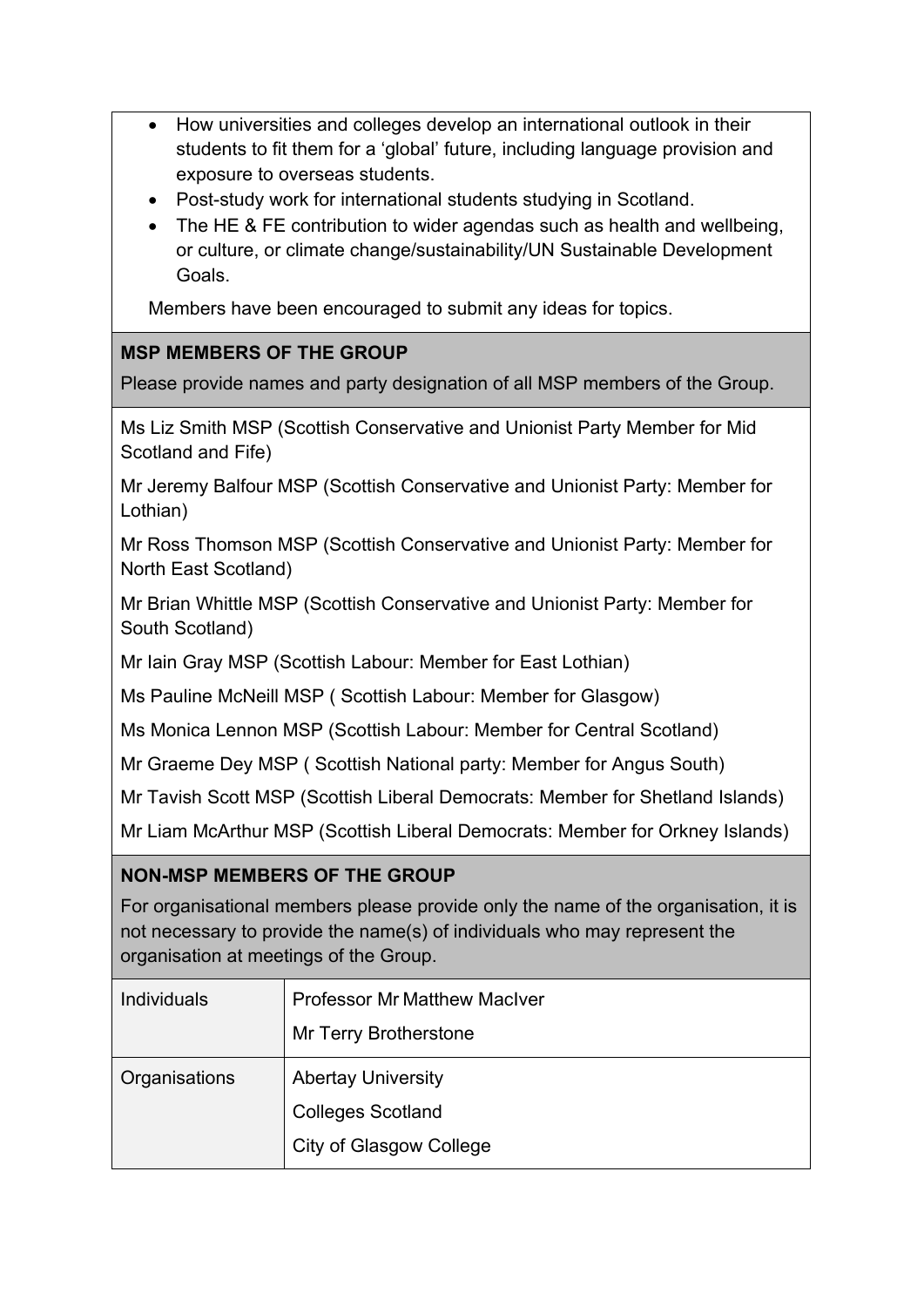- How universities and colleges develop an international outlook in their students to fit them for a 'global' future, including language provision and exposure to overseas students.
- Post-study work for international students studying in Scotland.
- The HE & FE contribution to wider agendas such as health and wellbeing, or culture, or climate change/sustainability/UN Sustainable Development Goals.

Members have been encouraged to submit any ideas for topics.

**MSP MEMBERS OF THE GROUP**

Please provide names and party designation of all MSP members of the Group.

Ms Liz Smith MSP (Scottish Conservative and Unionist Party Member for Mid Scotland and Fife)

Mr Jeremy Balfour MSP (Scottish Conservative and Unionist Party: Member for Lothian)

Mr Ross Thomson MSP (Scottish Conservative and Unionist Party: Member for North East Scotland)

Mr Brian Whittle MSP (Scottish Conservative and Unionist Party: Member for South Scotland)

Mr Iain Gray MSP (Scottish Labour: Member for East Lothian)

Ms Pauline McNeill MSP ( Scottish Labour: Member for Glasgow)

Ms Monica Lennon MSP (Scottish Labour: Member for Central Scotland)

Mr Graeme Dey MSP ( Scottish National party: Member for Angus South)

Mr Tavish Scott MSP (Scottish Liberal Democrats: Member for Shetland Islands)

Mr Liam McArthur MSP (Scottish Liberal Democrats: Member for Orkney Islands)

**NON-MSP MEMBERS OF THE GROUP**

For organisational members please provide only the name of the organisation, it is not necessary to provide the name(s) of individuals who may represent the organisation at meetings of the Group.

| | |
|---|---|
| Individuals | Professor Mr Matthew MacIver<br>Mr Terry Brotherstone |
| Organisations | Abertay University<br>Colleges Scotland<br>City of Glasgow College |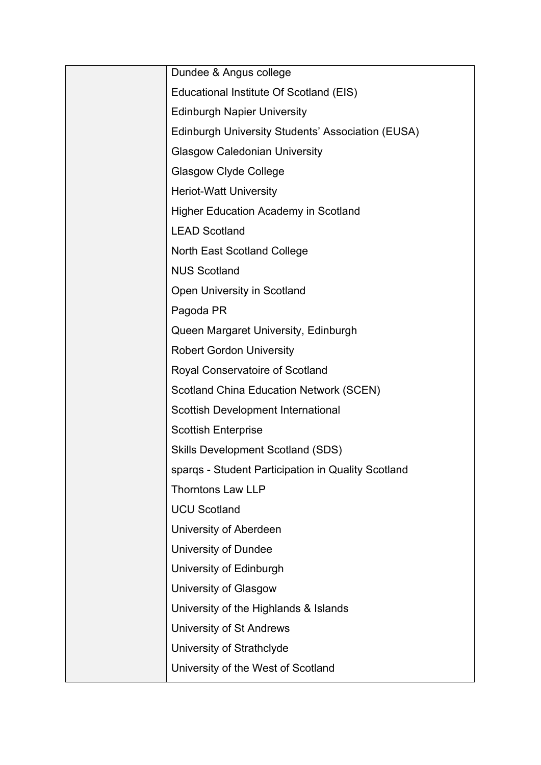| | |
|---|---|
| | Dundee & Angus college |
| | Educational Institute Of Scotland (EIS) |
| | Edinburgh Napier University |
| | Edinburgh University Students' Association (EUSA) |
| | Glasgow Caledonian University |
| | Glasgow Clyde College |
| | Heriot-Watt University |
| | Higher Education Academy in Scotland |
| | LEAD Scotland |
| | North East Scotland College |
| | NUS Scotland |
| | Open University in Scotland |
| | Pagoda PR |
| | Queen Margaret University, Edinburgh |
| | Robert Gordon University |
| | Royal Conservatoire of Scotland |
| | Scotland China Education Network (SCEN) |
| | Scottish Development International |
| | Scottish Enterprise |
| | Skills Development Scotland (SDS) |
| | sparqs - Student Participation in Quality Scotland |
| | Thorntons Law LLP |
| | UCU Scotland |
| | University of Aberdeen |
| | University of Dundee |
| | University of Edinburgh |
| | University of Glasgow |
| | University of the Highlands & Islands |
| | University of St Andrews |
| | University of Strathclyde |
| | University of the West of Scotland |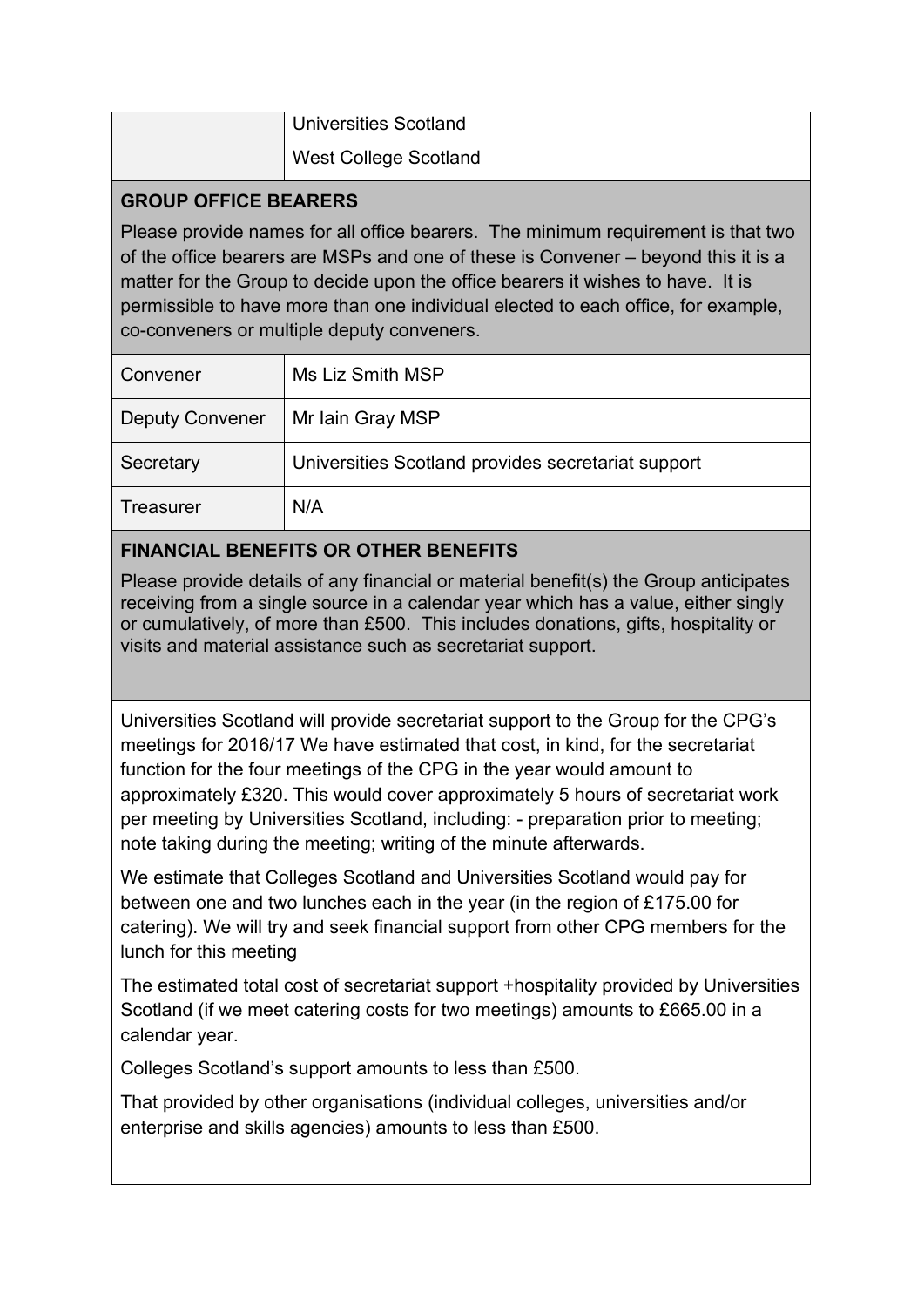| | |
|---|---|
| | Universities Scotland<br>West College Scotland |

## GROUP OFFICE BEARERS

Please provide names for all office bearers. The minimum requirement is that two of the office bearers are MSPs and one of these is Convener – beyond this it is a matter for the Group to decide upon the office bearers it wishes to have. It is permissible to have more than one individual elected to each office, for example, co-conveners or multiple deputy conveners.

| | |
|---|---|
| Convener | Ms Liz Smith MSP |
| Deputy Convener | Mr Iain Gray MSP |
| Secretary | Universities Scotland provides secretariat support |
| Treasurer | N/A |

## FINANCIAL BENEFITS OR OTHER BENEFITS

Please provide details of any financial or material benefit(s) the Group anticipates receiving from a single source in a calendar year which has a value, either singly or cumulatively, of more than £500. This includes donations, gifts, hospitality or visits and material assistance such as secretariat support.

Universities Scotland will provide secretariat support to the Group for the CPG's meetings for 2016/17 We have estimated that cost, in kind, for the secretariat function for the four meetings of the CPG in the year would amount to approximately £320. This would cover approximately 5 hours of secretariat work per meeting by Universities Scotland, including: - preparation prior to meeting; note taking during the meeting; writing of the minute afterwards.

We estimate that Colleges Scotland and Universities Scotland would pay for between one and two lunches each in the year (in the region of £175.00 for catering). We will try and seek financial support from other CPG members for the lunch for this meeting

The estimated total cost of secretariat support +hospitality provided by Universities Scotland (if we meet catering costs for two meetings) amounts to £665.00 in a calendar year.

Colleges Scotland's support amounts to less than £500.

That provided by other organisations (individual colleges, universities and/or enterprise and skills agencies) amounts to less than £500.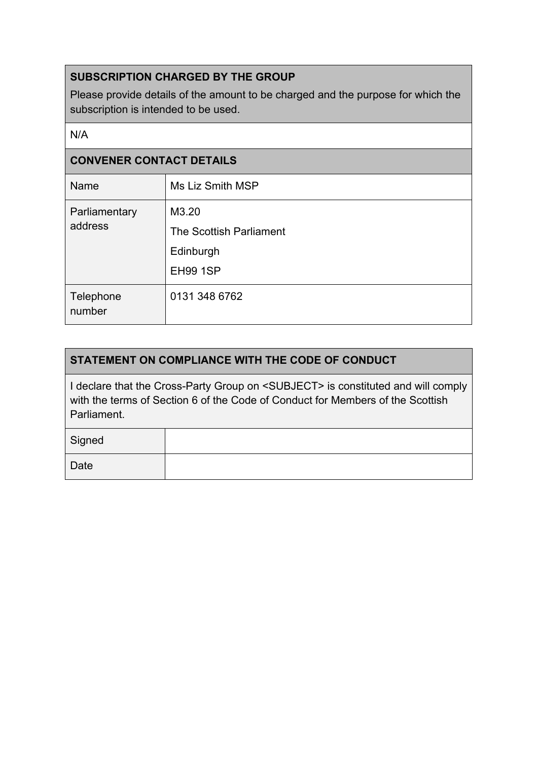| SUBSCRIPTION CHARGED BY THE GROUP |
|---|
| Please provide details of the amount to be charged and the purpose for which the subscription is intended to be used. |
| N/A |

| CONVENER CONTACT DETAILS | |
|---|---|
| Name | Ms Liz Smith MSP |
| Parliamentary address | M3.20<br>The Scottish Parliament<br>Edinburgh<br>EH99 1SP |
| Telephone number | 0131 348 6762 |

| STATEMENT ON COMPLIANCE WITH THE CODE OF CONDUCT | |
|---|---|
| I declare that the Cross-Party Group on <SUBJECT> is constituted and will comply with the terms of Section 6 of the Code of Conduct for Members of the Scottish Parliament. | |
| Signed | |
| Date | |